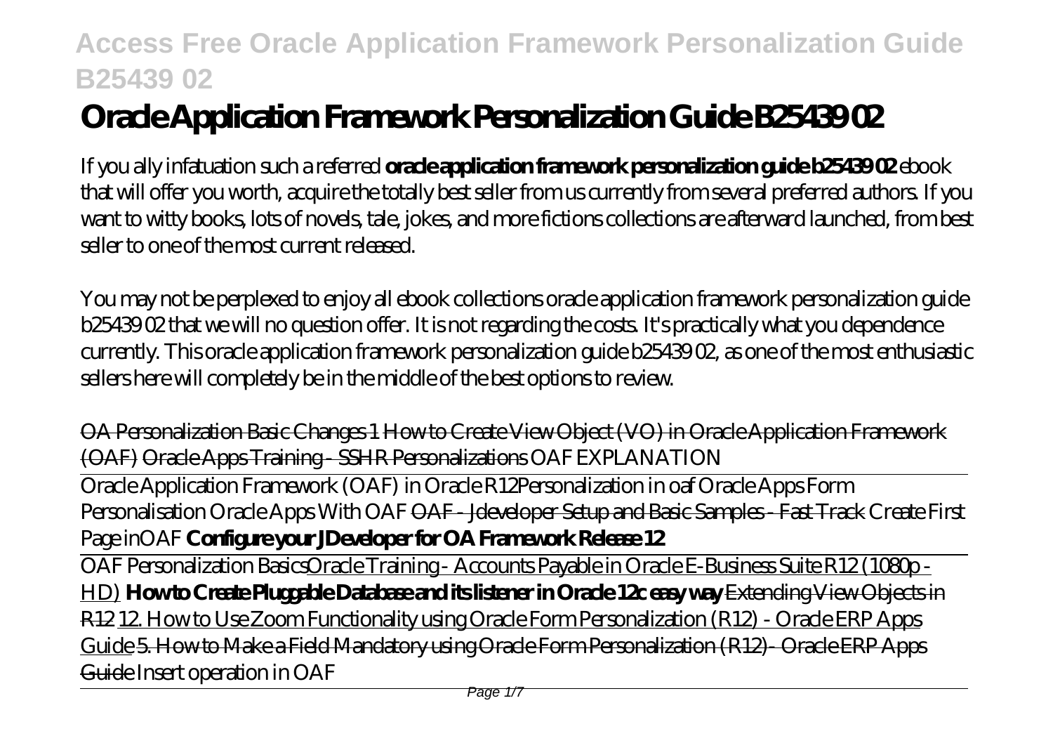# Oracle Application Framework Personalization Guide B25439 02

If you ally infatuation such a referred **oracle application framework personalization guide b25439 02** ebook that will offer you worth, acquire the totally best seller from us currently from several preferred authors. If you want to witty books, lots of novels, tale, jokes, and more fictions collections are afterward launched, from best seller to one of the most current released.

You may not be perplexed to enjoy all ebook collections oracle application framework personalization guide b25439 02 that we will no question offer. It is not regarding the costs. It's practically what you dependence currently. This oracle application framework personalization guide b25439 02, as one of the most enthusiastic sellers here will completely be in the middle of the best options to review.

OA Personalization Basic Changes 1 How to Create View Object (VO) in Oracle Application Framework (OAF) Oracle Apps Training - SSHR Personalizations *OAF EXPLANATION*

Oracle Application Framework (OAF) in Oracle R12*Personalization in oaf Oracle Apps Form Personalisation Oracle Apps With OAF* OAF - Jdeveloper Setup and Basic Samples - Fast Track *Create First Page inOAF* **Configure your JDeveloper for OA Framework Release 12**

OAF Personalization BasicsOracle Training - Accounts Payable in Oracle E-Business Suite R12 (1080p - HD) **How to Create Pluggable Database and its listener in Oracle 12c easy way** Extending View Objects in R12 12. How to Use Zoom Functionality using Oracle Form Personalization (R12) - Oracle ERP Apps Guide 5. How to Make a Field Mandatory using Oracle Form Personalization (R12)- Oracle ERP Apps Guide *Insert operation in OAF*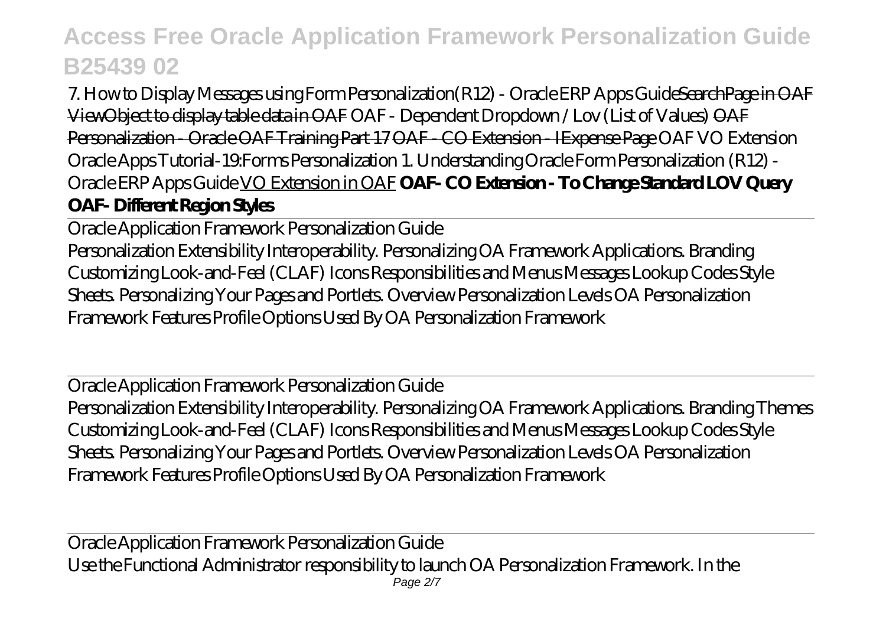7. How to Display Messages using Form Personalization(R12) - Oracle ERP Apps Guide~~SearchPage in OAF~~ ~~ViewObject to display table data in OAF~~ OAF - Dependent Dropdown / Lov (List of Values) ~~OAF Personalization - Oracle OAF Training Part 17~~ ~~OAF - CO Extension - IExpense Page~~ OAF VO Extension Oracle Apps Tutorial-19:Forms Personalization 1. Understanding Oracle Form Personalization (R12) - Oracle ERP Apps Guide VO Extension in OAF **OAF- CO Extension - To Change Standard LOV Query** **OAF- Different Region Styles**

## Oracle Application Framework Personalization Guide

Personalization Extensibility Interoperability. Personalizing OA Framework Applications. Branding Customizing Look-and-Feel (CLAF) Icons Responsibilities and Menus Messages Lookup Codes Style Sheets. Personalizing Your Pages and Portlets. Overview Personalization Levels OA Personalization Framework Features Profile Options Used By OA Personalization Framework

## Oracle Application Framework Personalization Guide

Personalization Extensibility Interoperability. Personalizing OA Framework Applications. Branding Themes Customizing Look-and-Feel (CLAF) Icons Responsibilities and Menus Messages Lookup Codes Style Sheets. Personalizing Your Pages and Portlets. Overview Personalization Levels OA Personalization Framework Features Profile Options Used By OA Personalization Framework

## Oracle Application Framework Personalization Guide

Use the Functional Administrator responsibility to launch OA Personalization Framework. In the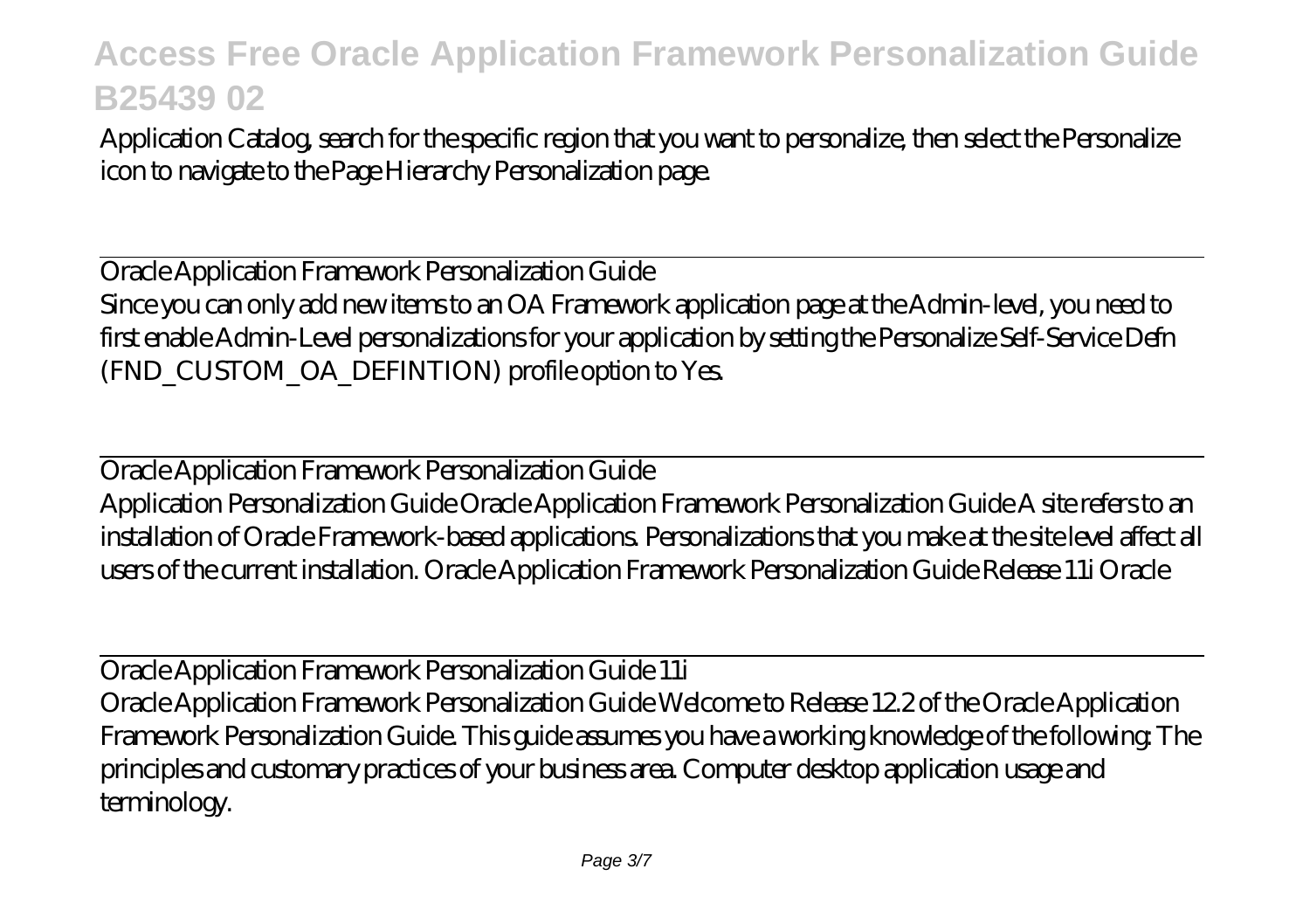Application Catalog, search for the specific region that you want to personalize, then select the Personalize icon to navigate to the Page Hierarchy Personalization page.

## Oracle Application Framework Personalization Guide

Since you can only add new items to an OA Framework application page at the Admin-level, you need to first enable Admin-Level personalizations for your application by setting the Personalize Self-Service Defn (FND_CUSTOM_OA_DEFINTION) profile option to Yes.

## Oracle Application Framework Personalization Guide

Application Personalization Guide Oracle Application Framework Personalization Guide A site refers to an installation of Oracle Framework-based applications. Personalizations that you make at the site level affect all users of the current installation. Oracle Application Framework Personalization Guide Release 11i Oracle

## Oracle Application Framework Personalization Guide 11i

Oracle Application Framework Personalization Guide Welcome to Release 12.2 of the Oracle Application Framework Personalization Guide. This guide assumes you have a working knowledge of the following: The principles and customary practices of your business area. Computer desktop application usage and terminology.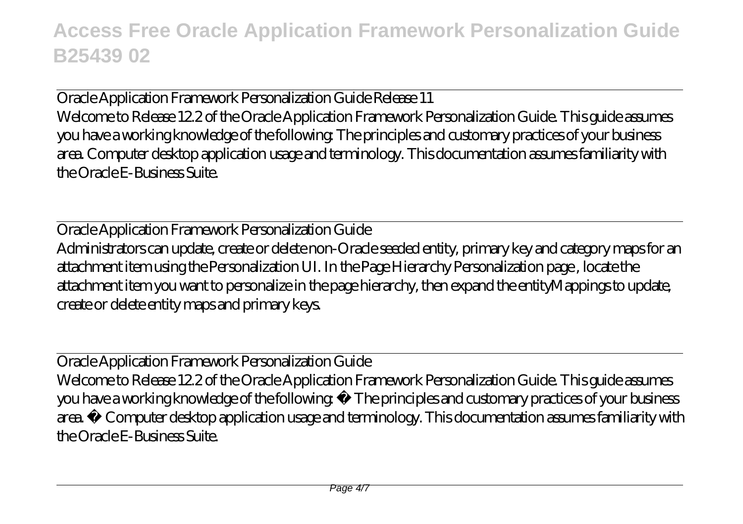Oracle Application Framework Personalization Guide Release 11

Welcome to Release 12.2 of the Oracle Application Framework Personalization Guide. This guide assumes you have a working knowledge of the following: The principles and customary practices of your business area. Computer desktop application usage and terminology. This documentation assumes familiarity with the Oracle E-Business Suite.

Oracle Application Framework Personalization Guide

Administrators can update, create or delete non-Oracle seeded entity, primary key and category maps for an attachment item using the Personalization UI. In the Page Hierarchy Personalization page , locate the attachment item you want to personalize in the page hierarchy, then expand the entityMappings to update, create or delete entity maps and primary keys.

Oracle Application Framework Personalization Guide

Welcome to Release 12.2 of the Oracle Application Framework Personalization Guide. This guide assumes you have a working knowledge of the following: • The principles and customary practices of your business area. • Computer desktop application usage and terminology. This documentation assumes familiarity with the Oracle E-Business Suite.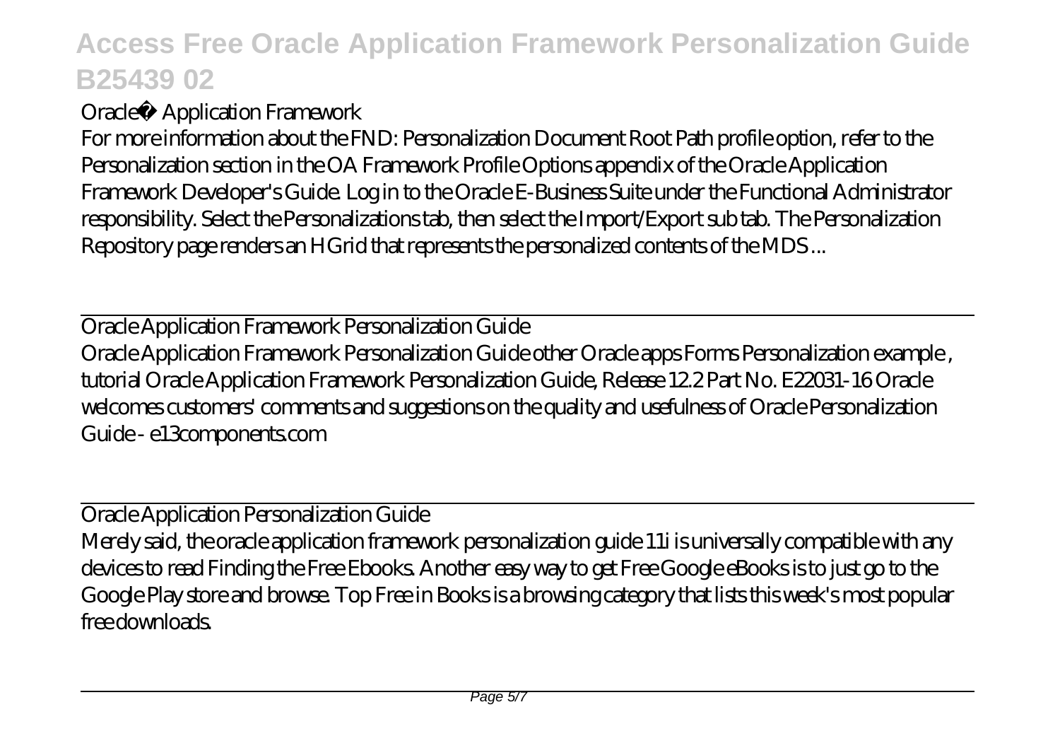Oracle® Application Framework

For more information about the FND: Personalization Document Root Path profile option, refer to the Personalization section in the OA Framework Profile Options appendix of the Oracle Application Framework Developer's Guide. Log in to the Oracle E-Business Suite under the Functional Administrator responsibility. Select the Personalizations tab, then select the Import/Export sub tab. The Personalization Repository page renders an HGrid that represents the personalized contents of the MDS ...

## Oracle Application Framework Personalization Guide

Oracle Application Framework Personalization Guide other Oracle apps Forms Personalization example , tutorial Oracle Application Framework Personalization Guide, Release 12.2 Part No. E22031-16 Oracle welcomes customers' comments and suggestions on the quality and usefulness of Oracle Personalization Guide - e13components.com

## Oracle Application Personalization Guide

Merely said, the oracle application framework personalization guide 11i is universally compatible with any devices to read Finding the Free Ebooks. Another easy way to get Free Google eBooks is to just go to the Google Play store and browse. Top Free in Books is a browsing category that lists this week's most popular free downloads.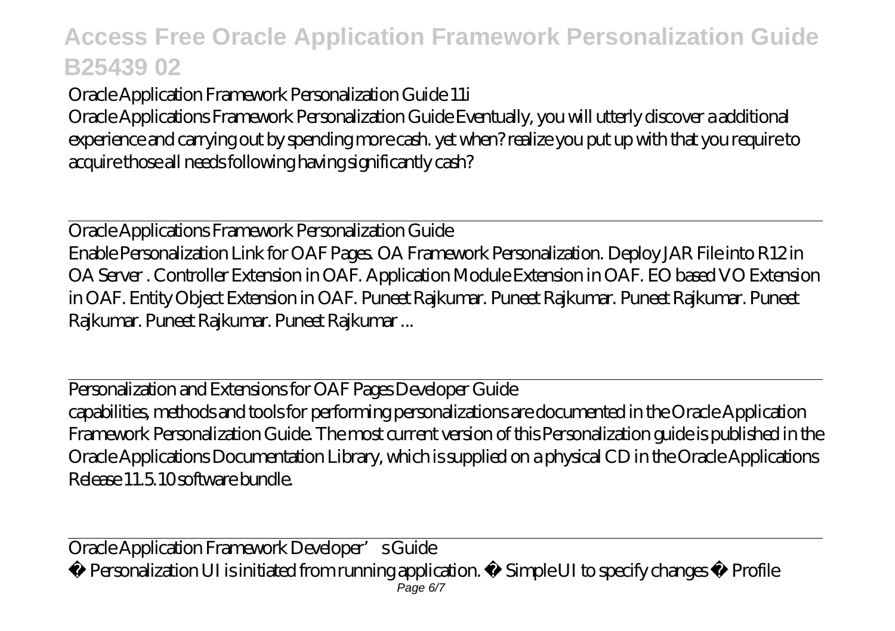Oracle Application Framework Personalization Guide 11i

Oracle Applications Framework Personalization Guide Eventually, you will utterly discover a additional experience and carrying out by spending more cash. yet when? realize you put up with that you require to acquire those all needs following having significantly cash?

Oracle Applications Framework Personalization Guide

Enable Personalization Link for OAF Pages. OA Framework Personalization. Deploy JAR File into R12 in OA Server . Controller Extension in OAF. Application Module Extension in OAF. EO based VO Extension in OAF. Entity Object Extension in OAF. Puneet Rajkumar. Puneet Rajkumar. Puneet Rajkumar. Puneet Rajkumar. Puneet Rajkumar. Puneet Rajkumar ...

Personalization and Extensions for OAF Pages Developer Guide

capabilities, methods and tools for performing personalizations are documented in the Oracle Application Framework Personalization Guide. The most current version of this Personalization guide is published in the Oracle Applications Documentation Library, which is supplied on a physical CD in the Oracle Applications Release 11.5.10 software bundle.

Oracle Application Framework Developer's Guide

• Personalization UI is initiated from running application. • Simple UI to specify changes • Profile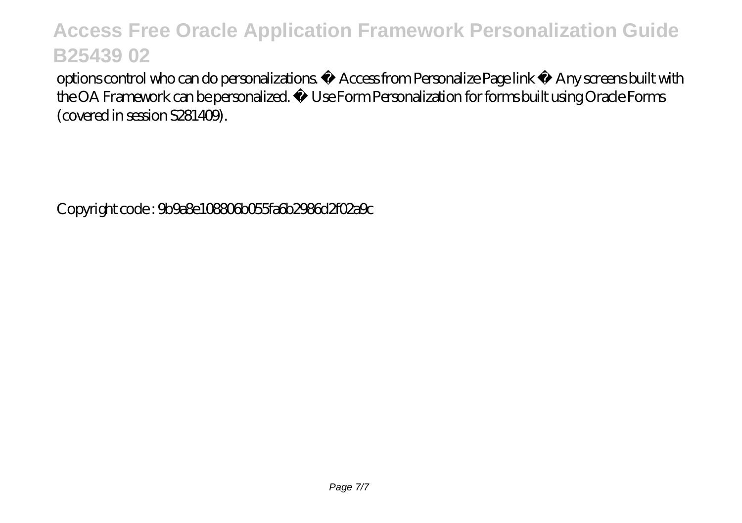options control who can do personalizations. • Access from Personalize Page link • Any screens built with the OA Framework can be personalized. • Use Form Personalization for forms built using Oracle Forms (covered in session S281409).

Copyright code : 9b9a8e108806b055fa6b2986d2f02a9c